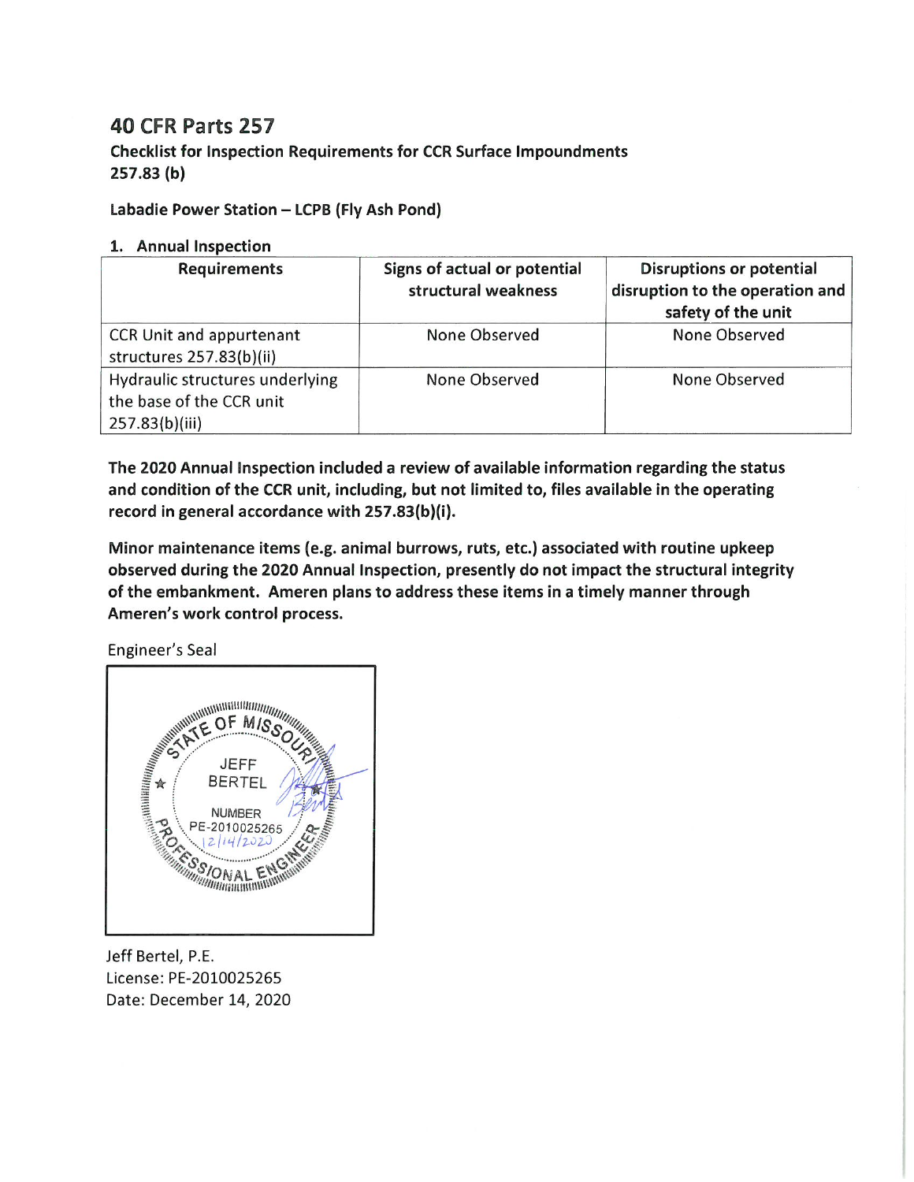# 40 CFR Parts 257

**Checklist for Inspection Requirements for CCR Surface Impoundments**
**257.83 (b)**

**Labadie Power Station – LCPB (Fly Ash Pond)**

**1. Annual Inspection**

| Requirements | Signs of actual or potential structural weakness | Disruptions or potential disruption to the operation and safety of the unit |
|---|---|---|
| CCR Unit and appurtenant structures 257.83(b)(ii) | None Observed | None Observed |
| Hydraulic structures underlying the base of the CCR unit 257.83(b)(iii) | None Observed | None Observed |

**The 2020 Annual Inspection included a review of available information regarding the status and condition of the CCR unit, including, but not limited to, files available in the operating record in general accordance with 257.83(b)(i).**

**Minor maintenance items (e.g. animal burrows, ruts, etc.) associated with routine upkeep observed during the 2020 Annual Inspection, presently do not impact the structural integrity of the embankment. Ameren plans to address these items in a timely manner through Ameren's work control process.**

Engineer's Seal

STATE OF MISSOURI
JEFF BERTEL
NUMBER
PE-2010025265
12/14/2020
PROFESSIONAL ENGINEER

Jeff Bertel, P.E.
License: PE-2010025265
Date: December 14, 2020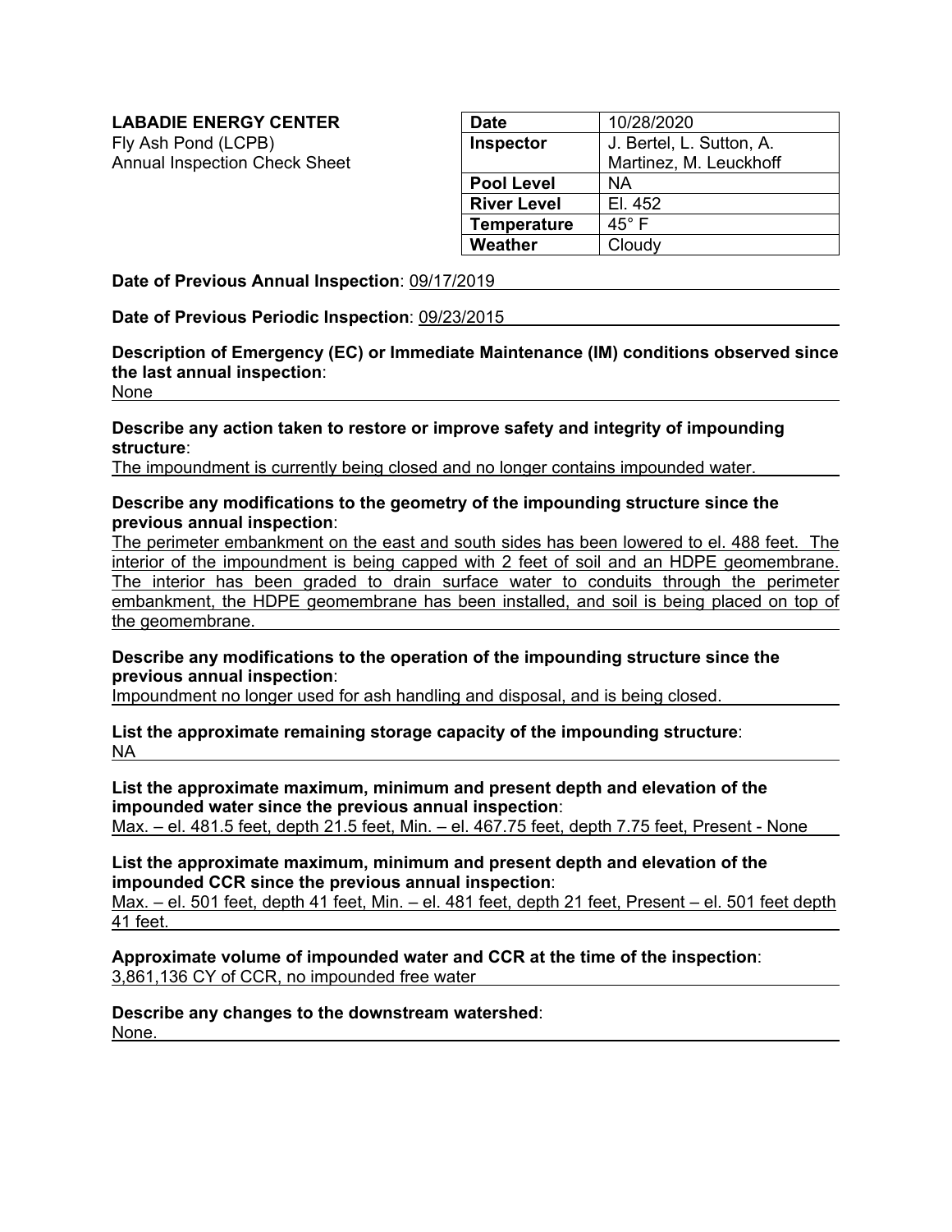**LABADIE ENERGY CENTER**
Fly Ash Pond (LCPB)
Annual Inspection Check Sheet

| | |
|---|---|
| **Date** | 10/28/2020 |
| **Inspector** | J. Bertel, L. Sutton, A. Martinez, M. Leuckhoff |
| **Pool Level** | NA |
| **River Level** | El. 452 |
| **Temperature** | 45° F |
| **Weather** | Cloudy |

**Date of Previous Annual Inspection**: 09/17/2019

**Date of Previous Periodic Inspection**: 09/23/2015

**Description of Emergency (EC) or Immediate Maintenance (IM) conditions observed since the last annual inspection**:
None

**Describe any action taken to restore or improve safety and integrity of impounding structure**:
The impoundment is currently being closed and no longer contains impounded water.

**Describe any modifications to the geometry of the impounding structure since the previous annual inspection**:
The perimeter embankment on the east and south sides has been lowered to el. 488 feet. The interior of the impoundment is being capped with 2 feet of soil and an HDPE geomembrane. The interior has been graded to drain surface water to conduits through the perimeter embankment, the HDPE geomembrane has been installed, and soil is being placed on top of the geomembrane.

**Describe any modifications to the operation of the impounding structure since the previous annual inspection**:
Impoundment no longer used for ash handling and disposal, and is being closed.

**List the approximate remaining storage capacity of the impounding structure**:
NA

**List the approximate maximum, minimum and present depth and elevation of the impounded water since the previous annual inspection**:
Max. – el. 481.5 feet, depth 21.5 feet, Min. – el. 467.75 feet, depth 7.75 feet, Present - None

**List the approximate maximum, minimum and present depth and elevation of the impounded CCR since the previous annual inspection**:
Max. – el. 501 feet, depth 41 feet, Min. – el. 481 feet, depth 21 feet, Present – el. 501 feet depth 41 feet.

**Approximate volume of impounded water and CCR at the time of the inspection**:
3,861,136 CY of CCR, no impounded free water

**Describe any changes to the downstream watershed**:
None.